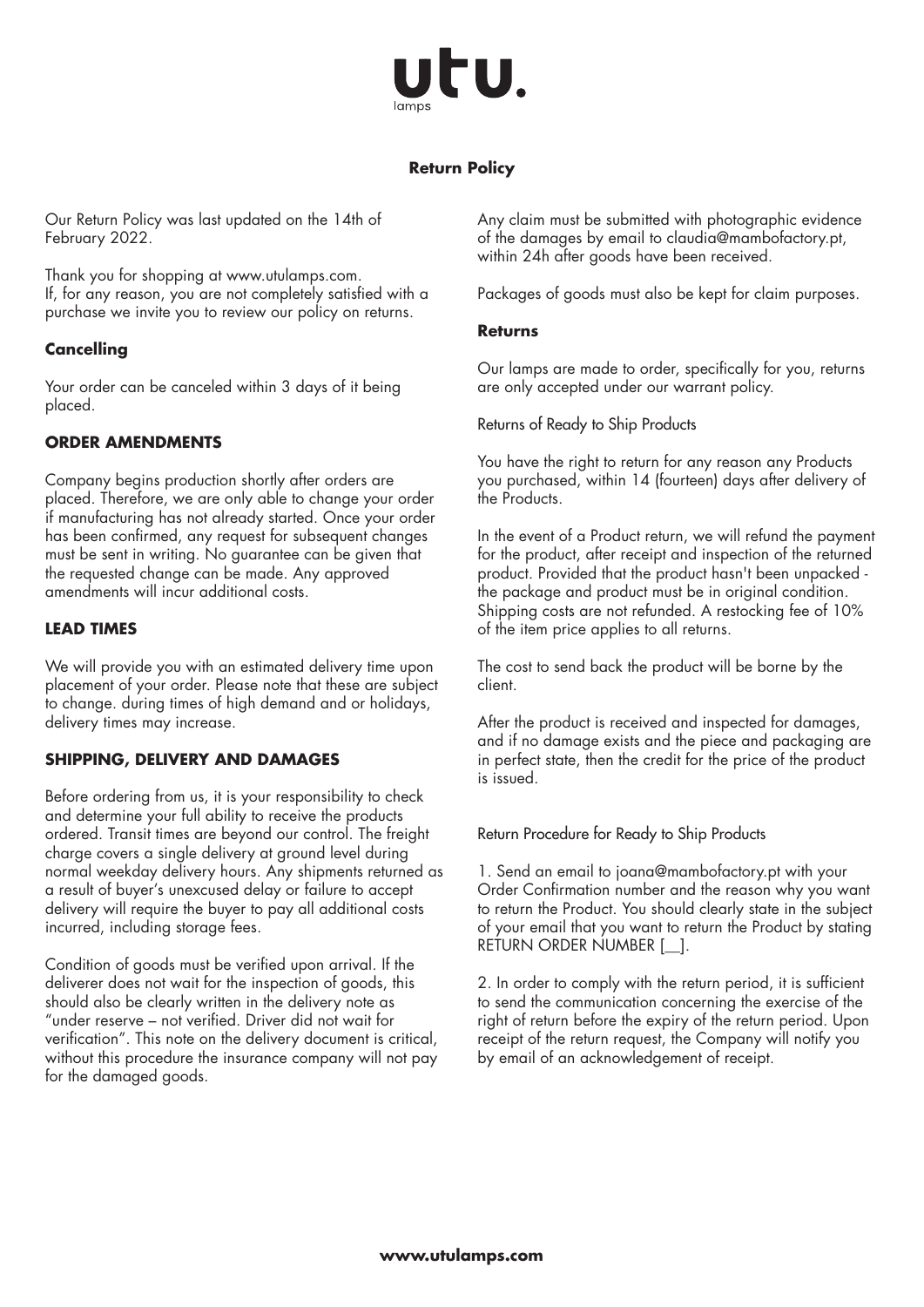# utu.

lamps

## Return Policy

Our Return Policy was last updated on the 14th of February 2022.

Thank you for shopping at www.utulamps.com.
If, for any reason, you are not completely satisfied with a purchase we invite you to review our policy on returns.

### Cancelling

Your order can be canceled within 3 days of it being placed.

### ORDER AMENDMENTS

Company begins production shortly after orders are placed. Therefore, we are only able to change your order if manufacturing has not already started. Once your order has been confirmed, any request for subsequent changes must be sent in writing. No guarantee can be given that the requested change can be made. Any approved amendments will incur additional costs.

### LEAD TIMES

We will provide you with an estimated delivery time upon placement of your order. Please note that these are subject to change. during times of high demand and or holidays, delivery times may increase.

### SHIPPING, DELIVERY AND DAMAGES

Before ordering from us, it is your responsibility to check and determine your full ability to receive the products ordered. Transit times are beyond our control. The freight charge covers a single delivery at ground level during normal weekday delivery hours. Any shipments returned as a result of buyer's unexcused delay or failure to accept delivery will require the buyer to pay all additional costs incurred, including storage fees.

Condition of goods must be verified upon arrival. If the deliverer does not wait for the inspection of goods, this should also be clearly written in the delivery note as "under reserve – not verified. Driver did not wait for verification". This note on the delivery document is critical, without this procedure the insurance company will not pay for the damaged goods.

Any claim must be submitted with photographic evidence of the damages by email to claudia@mambofactory.pt, within 24h after goods have been received.

Packages of goods must also be kept for claim purposes.

### Returns

Our lamps are made to order, specifically for you, returns are only accepted under our warrant policy.

Returns of Ready to Ship Products

You have the right to return for any reason any Products you purchased, within 14 (fourteen) days after delivery of the Products.

In the event of a Product return, we will refund the payment for the product, after receipt and inspection of the returned product. Provided that the product hasn't been unpacked - the package and product must be in original condition. Shipping costs are not refunded. A restocking fee of 10% of the item price applies to all returns.

The cost to send back the product will be borne by the client.

After the product is received and inspected for damages, and if no damage exists and the piece and packaging are in perfect state, then the credit for the price of the product is issued.

Return Procedure for Ready to Ship Products

1. Send an email to joana@mambofactory.pt with your Order Confirmation number and the reason why you want to return the Product. You should clearly state in the subject of your email that you want to return the Product by stating RETURN ORDER NUMBER [__].

2. In order to comply with the return period, it is sufficient to send the communication concerning the exercise of the right of return before the expiry of the return period. Upon receipt of the return request, the Company will notify you by email of an acknowledgement of receipt.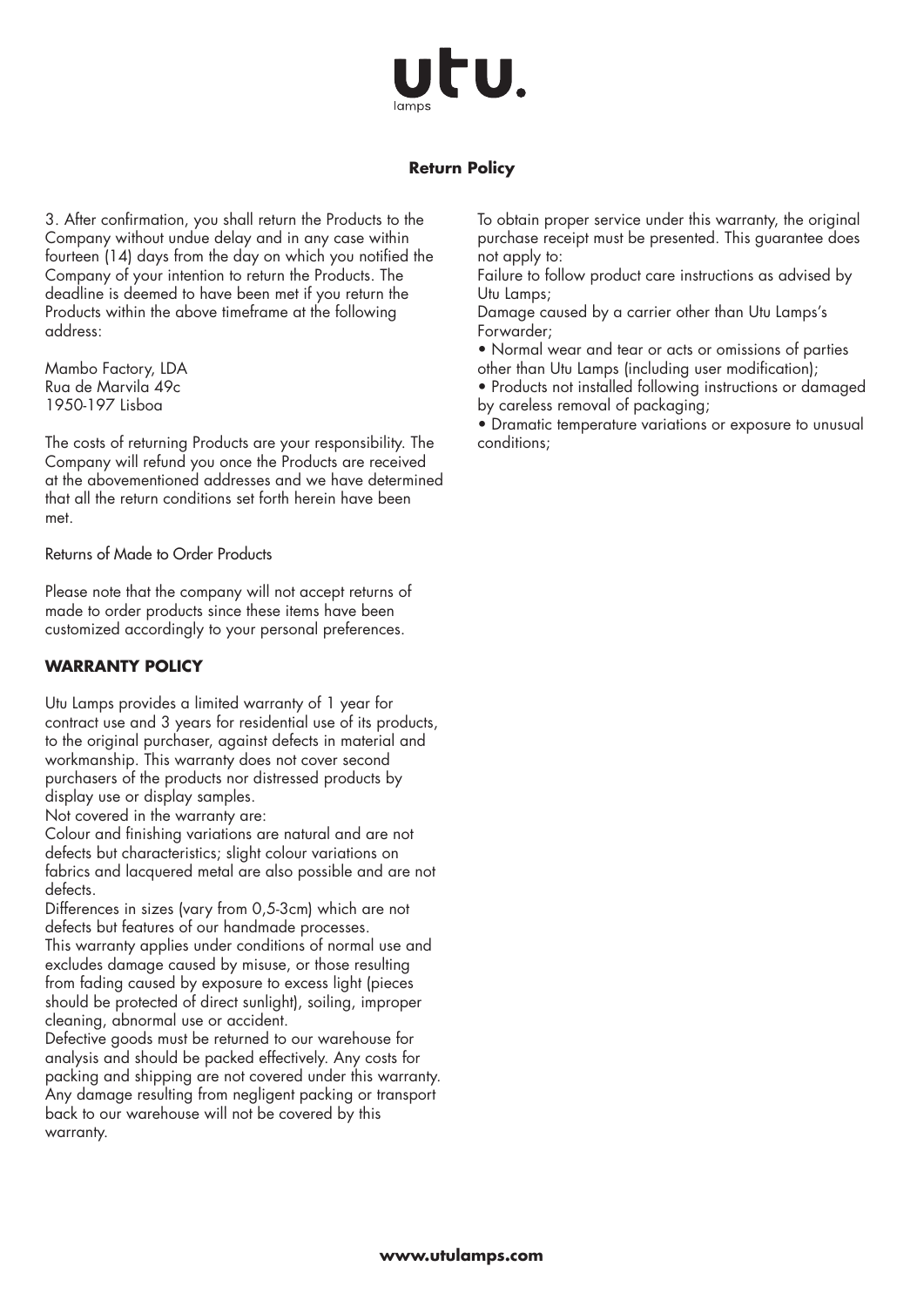## Return Policy

3. After confirmation, you shall return the Products to the Company without undue delay and in any case within fourteen (14) days from the day on which you notified the Company of your intention to return the Products. The deadline is deemed to have been met if you return the Products within the above timeframe at the following address:

Mambo Factory, LDA
Rua de Marvila 49c
1950-197 Lisboa

The costs of returning Products are your responsibility. The Company will refund you once the Products are received at the abovementioned addresses and we have determined that all the return conditions set forth herein have been met.

Returns of Made to Order Products

Please note that the company will not accept returns of made to order products since these items have been customized accordingly to your personal preferences.

### WARRANTY POLICY

Utu Lamps provides a limited warranty of 1 year for contract use and 3 years for residential use of its products, to the original purchaser, against defects in material and workmanship. This warranty does not cover second purchasers of the products nor distressed products by display use or display samples.

Not covered in the warranty are:

Colour and finishing variations are natural and are not defects but characteristics; slight colour variations on fabrics and lacquered metal are also possible and are not defects.

Differences in sizes (vary from 0,5-3cm) which are not defects but features of our handmade processes.

This warranty applies under conditions of normal use and excludes damage caused by misuse, or those resulting from fading caused by exposure to excess light (pieces should be protected of direct sunlight), soiling, improper cleaning, abnormal use or accident.

Defective goods must be returned to our warehouse for analysis and should be packed effectively. Any costs for packing and shipping are not covered under this warranty. Any damage resulting from negligent packing or transport back to our warehouse will not be covered by this warranty.

To obtain proper service under this warranty, the original purchase receipt must be presented. This guarantee does not apply to:

Failure to follow product care instructions as advised by Utu Lamps;

Damage caused by a carrier other than Utu Lamps's Forwarder;

- Normal wear and tear or acts or omissions of parties other than Utu Lamps (including user modification);
- Products not installed following instructions or damaged by careless removal of packaging;
- Dramatic temperature variations or exposure to unusual conditions;